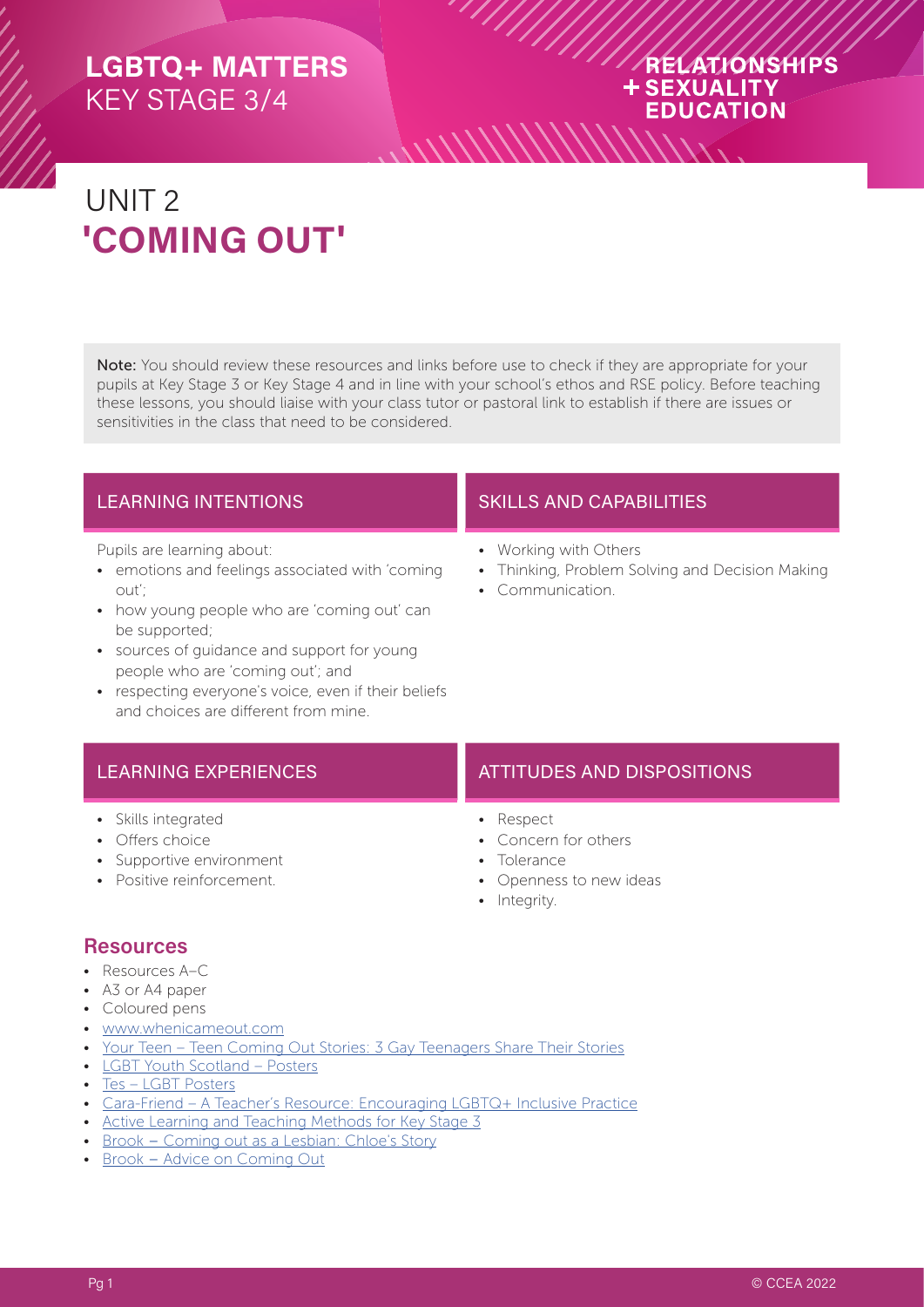LGBTQ+ MATTERS
KEY STAGE 3/4

RELATIONSHIPS + SEXUALITY EDUCATION

# UNIT 2 'COMING OUT'

**Note:** You should review these resources and links before use to check if they are appropriate for your pupils at Key Stage 3 or Key Stage 4 and in line with your school's ethos and RSE policy. Before teaching these lessons, you should liaise with your class tutor or pastoral link to establish if there are issues or sensitivities in the class that need to be considered.

## LEARNING INTENTIONS

Pupils are learning about:

- emotions and feelings associated with 'coming out';
- how young people who are 'coming out' can be supported;
- sources of guidance and support for young people who are 'coming out'; and
- respecting everyone's voice, even if their beliefs and choices are different from mine.

## SKILLS AND CAPABILITIES

- Working with Others
- Thinking, Problem Solving and Decision Making
- Communication.

## LEARNING EXPERIENCES

- Skills integrated
- Offers choice
- Supportive environment
- Positive reinforcement.

## ATTITUDES AND DISPOSITIONS

- Respect
- Concern for others
- Tolerance
- Openness to new ideas
- Integrity.

## Resources

- Resources A–C
- A3 or A4 paper
- Coloured pens
- www.whenicameout.com
- Your Teen – Teen Coming Out Stories: 3 Gay Teenagers Share Their Stories
- LGBT Youth Scotland – Posters
- Tes – LGBT Posters
- Cara-Friend – A Teacher's Resource: Encouraging LGBTQ+ Inclusive Practice
- Active Learning and Teaching Methods for Key Stage 3
- Brook – Coming out as a Lesbian: Chloe's Story
- Brook – Advice on Coming Out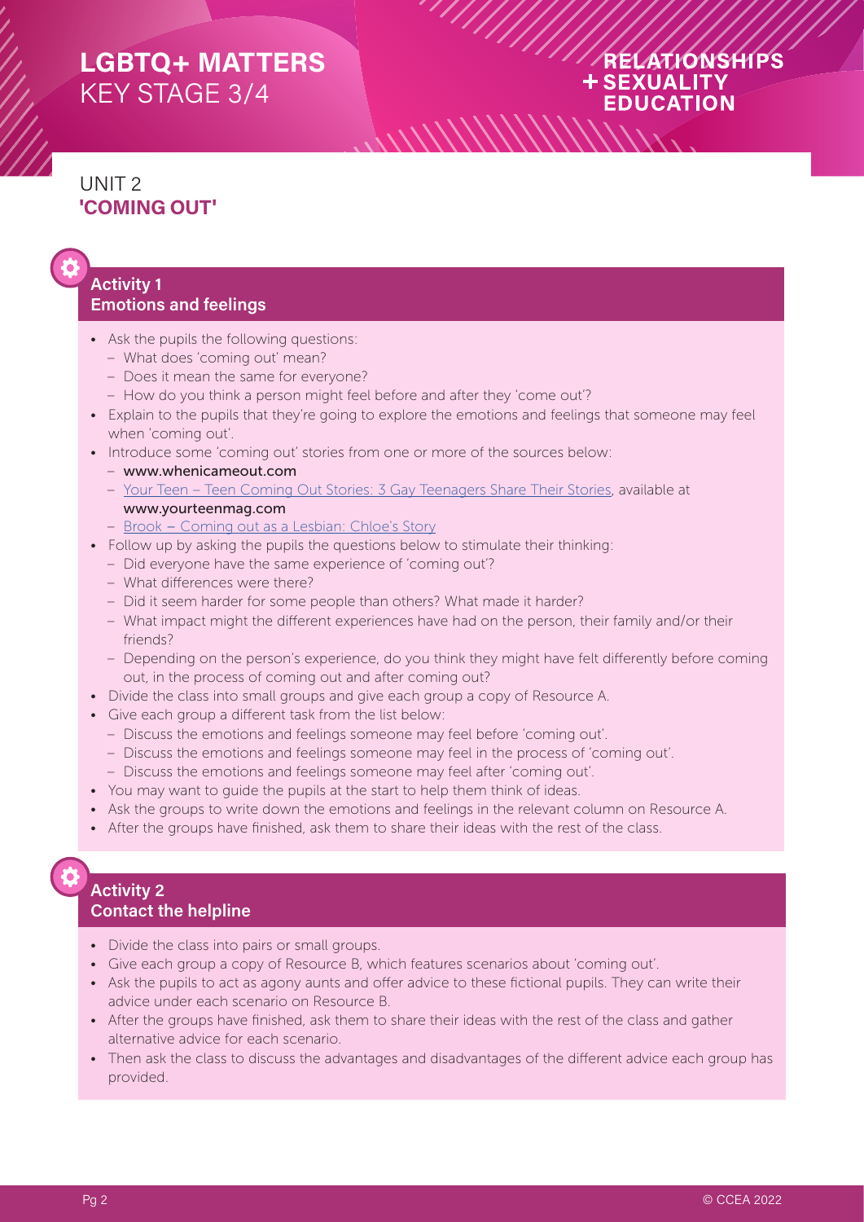# LGBTQ+ MATTERS
KEY STAGE 3/4

RELATIONSHIPS + SEXUALITY EDUCATION

## UNIT 2
## 'COMING OUT'

### Activity 1
### Emotions and feelings

- Ask the pupils the following questions:
  - What does 'coming out' mean?
  - Does it mean the same for everyone?
  - How do you think a person might feel before and after they 'come out'?
- Explain to the pupils that they're going to explore the emotions and feelings that someone may feel when 'coming out'.
- Introduce some 'coming out' stories from one or more of the sources below:
  - **www.whenicameout.com**
  - Your Teen – Teen Coming Out Stories: 3 Gay Teenagers Share Their Stories, available at **www.yourteenmag.com**
  - Brook – Coming out as a Lesbian: Chloe's Story
- Follow up by asking the pupils the questions below to stimulate their thinking:
  - Did everyone have the same experience of 'coming out'?
  - What differences were there?
  - Did it seem harder for some people than others? What made it harder?
  - What impact might the different experiences have had on the person, their family and/or their friends?
  - Depending on the person's experience, do you think they might have felt differently before coming out, in the process of coming out and after coming out?
- Divide the class into small groups and give each group a copy of Resource A.
- Give each group a different task from the list below:
  - Discuss the emotions and feelings someone may feel before 'coming out'.
  - Discuss the emotions and feelings someone may feel in the process of 'coming out'.
  - Discuss the emotions and feelings someone may feel after 'coming out'.
- You may want to guide the pupils at the start to help them think of ideas.
- Ask the groups to write down the emotions and feelings in the relevant column on Resource A.
- After the groups have finished, ask them to share their ideas with the rest of the class.

### Activity 2
### Contact the helpline

- Divide the class into pairs or small groups.
- Give each group a copy of Resource B, which features scenarios about 'coming out'.
- Ask the pupils to act as agony aunts and offer advice to these fictional pupils. They can write their advice under each scenario on Resource B.
- After the groups have finished, ask them to share their ideas with the rest of the class and gather alternative advice for each scenario.
- Then ask the class to discuss the advantages and disadvantages of the different advice each group has provided.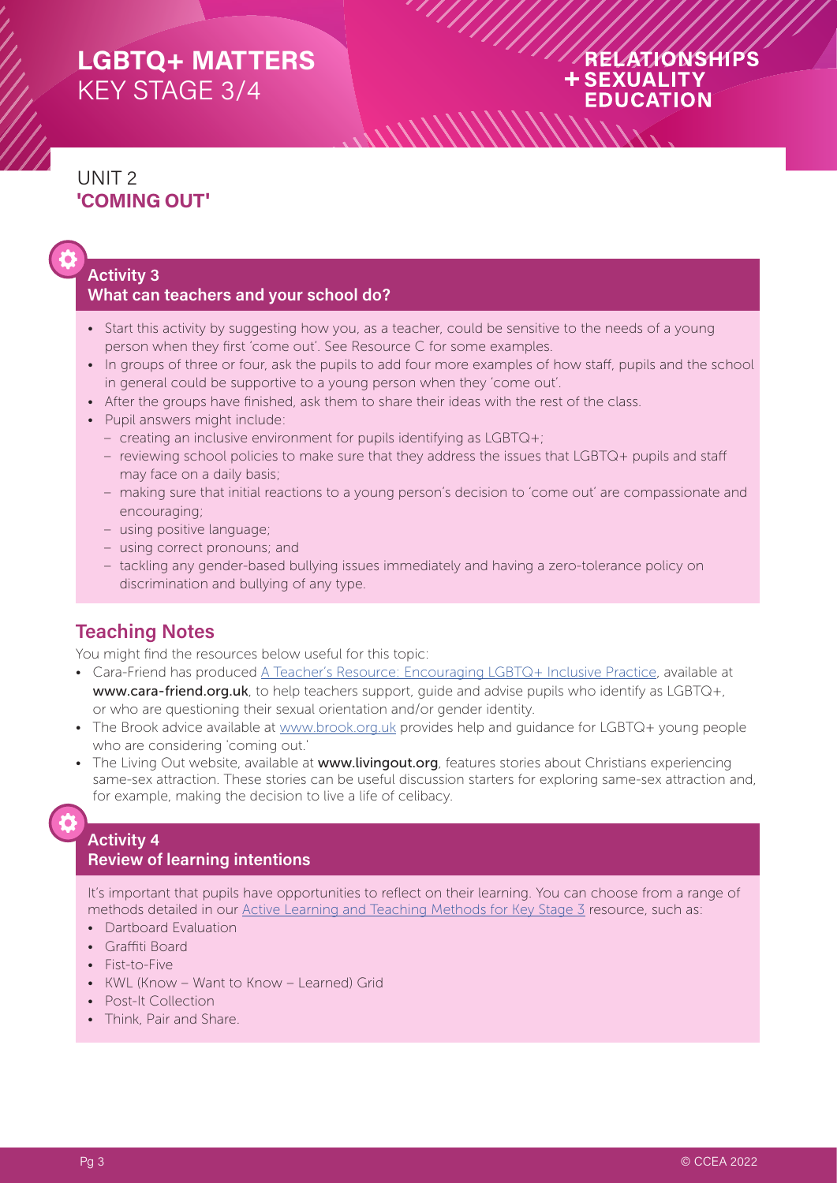## UNIT 2
## 'COMING OUT'

### Activity 3
### What can teachers and your school do?

- Start this activity by suggesting how you, as a teacher, could be sensitive to the needs of a young person when they first 'come out'. See Resource C for some examples.
- In groups of three or four, ask the pupils to add four more examples of how staff, pupils and the school in general could be supportive to a young person when they 'come out'.
- After the groups have finished, ask them to share their ideas with the rest of the class.
- Pupil answers might include:
  - creating an inclusive environment for pupils identifying as LGBTQ+;
  - reviewing school policies to make sure that they address the issues that LGBTQ+ pupils and staff may face on a daily basis;
  - making sure that initial reactions to a young person's decision to 'come out' are compassionate and encouraging;
  - using positive language;
  - using correct pronouns; and
  - tackling any gender-based bullying issues immediately and having a zero-tolerance policy on discrimination and bullying of any type.

## Teaching Notes

You might find the resources below useful for this topic:

- Cara-Friend has produced A Teacher's Resource: Encouraging LGBTQ+ Inclusive Practice, available at **www.cara-friend.org.uk**, to help teachers support, guide and advise pupils who identify as LGBTQ+, or who are questioning their sexual orientation and/or gender identity.
- The Brook advice available at www.brook.org.uk provides help and guidance for LGBTQ+ young people who are considering 'coming out.'
- The Living Out website, available at **www.livingout.org**, features stories about Christians experiencing same-sex attraction. These stories can be useful discussion starters for exploring same-sex attraction and, for example, making the decision to live a life of celibacy.

### Activity 4
### Review of learning intentions

It's important that pupils have opportunities to reflect on their learning. You can choose from a range of methods detailed in our Active Learning and Teaching Methods for Key Stage 3 resource, such as:

- Dartboard Evaluation
- Graffiti Board
- Fist-to-Five
- KWL (Know – Want to Know – Learned) Grid
- Post-It Collection
- Think, Pair and Share.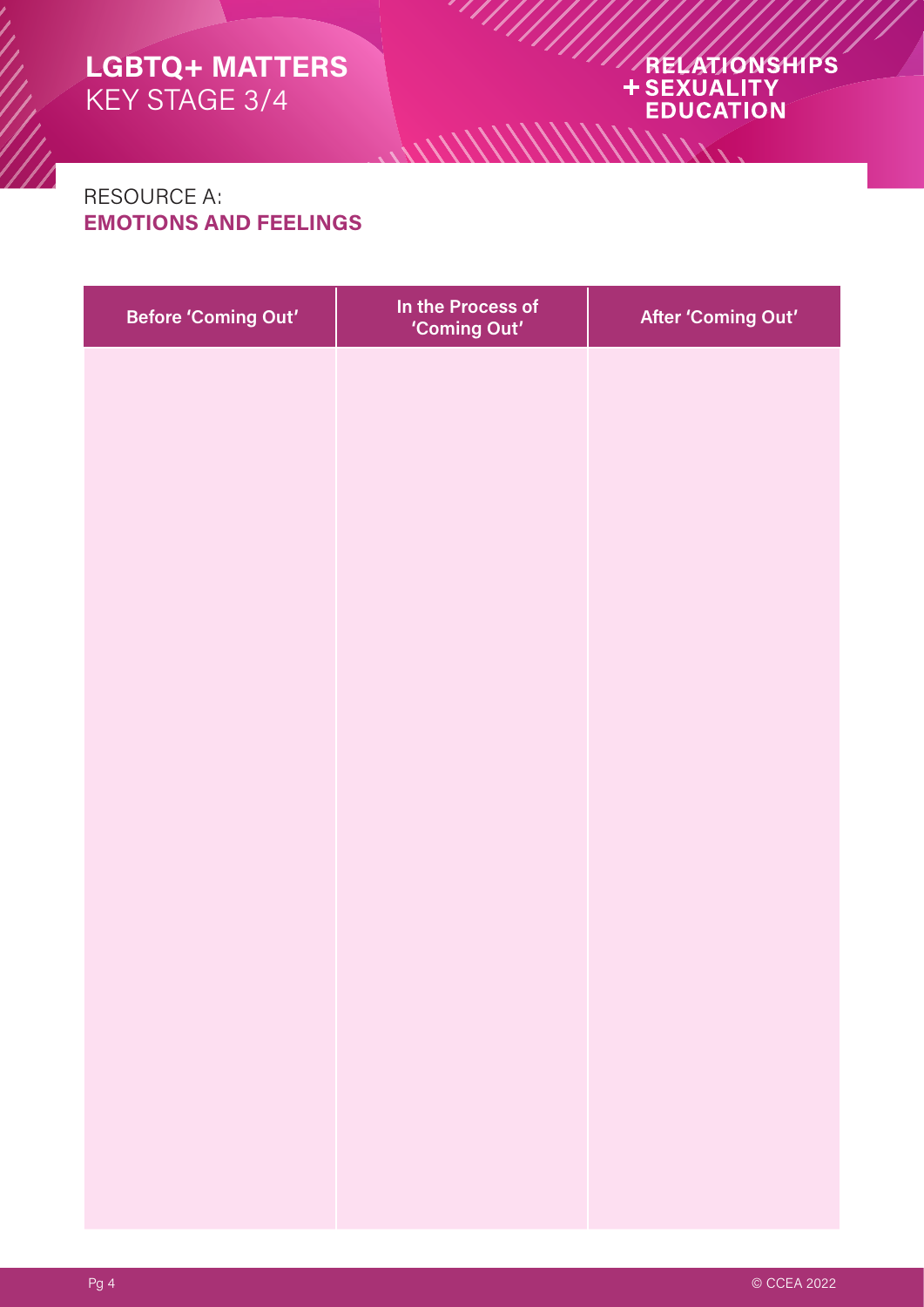# LGBTQ+ MATTERS
KEY STAGE 3/4

RELATIONSHIPS + SEXUALITY EDUCATION

## RESOURCE A:
## EMOTIONS AND FEELINGS

| Before 'Coming Out' | In the Process of 'Coming Out' | After 'Coming Out' |
| --- | --- | --- |
| | | |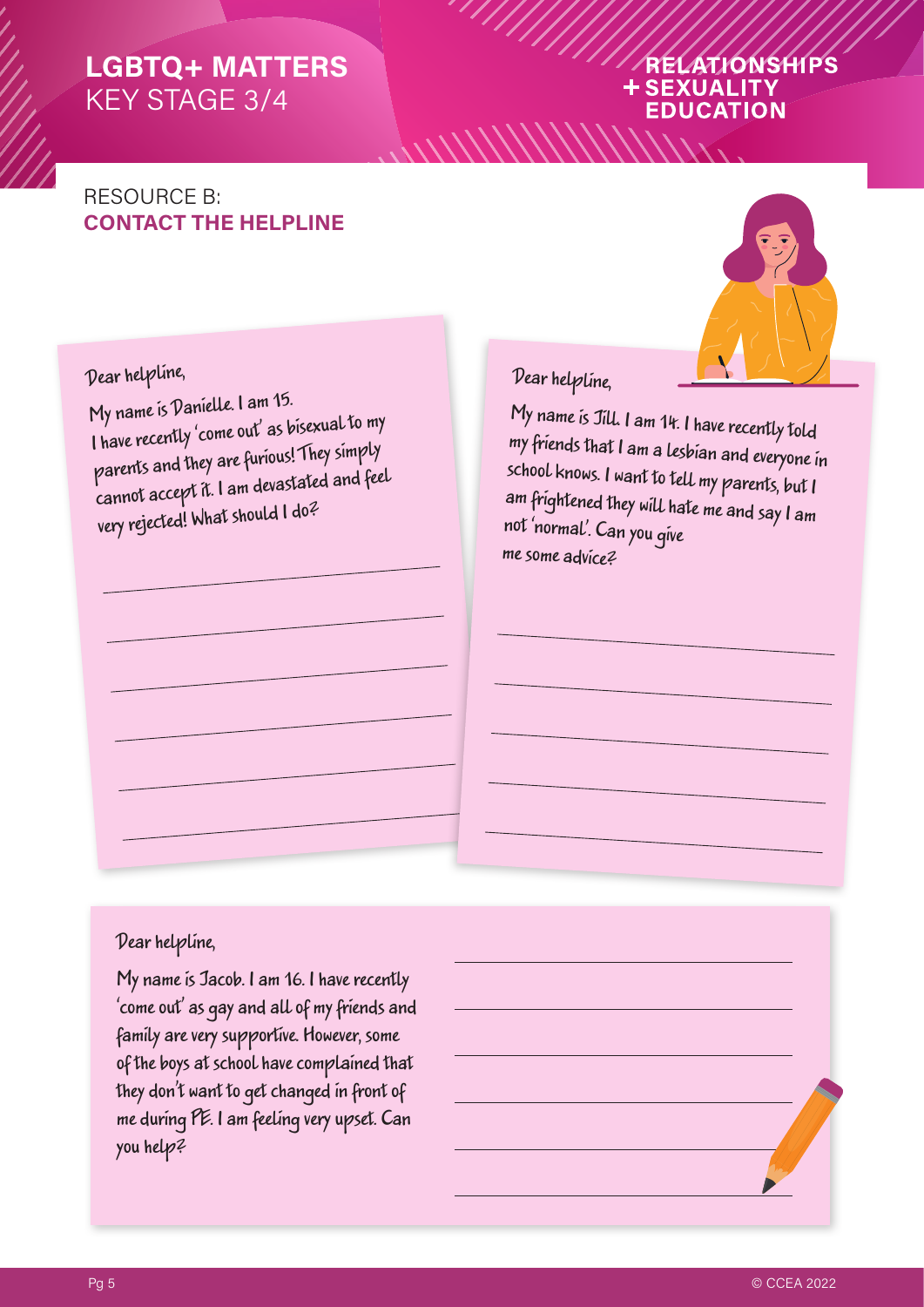## RESOURCE B:
## CONTACT THE HELPLINE

Dear helpline,

My name is Danielle. I am 15.
I have recently 'come out' as bisexual to my parents and they are furious! They simply cannot accept it. I am devastated and feel very rejected! What should I do?

Dear helpline,

My name is Jill. I am 14. I have recently told my friends that I am a lesbian and everyone in school knows. I want to tell my parents, but I am frightened they will hate me and say I am not 'normal'. Can you give me some advice?

Dear helpline,

My name is Jacob. I am 16. I have recently 'come out' as gay and all of my friends and family are very supportive. However, some of the boys at school have complained that they don't want to get changed in front of me during PE. I am feeling very upset. Can you help?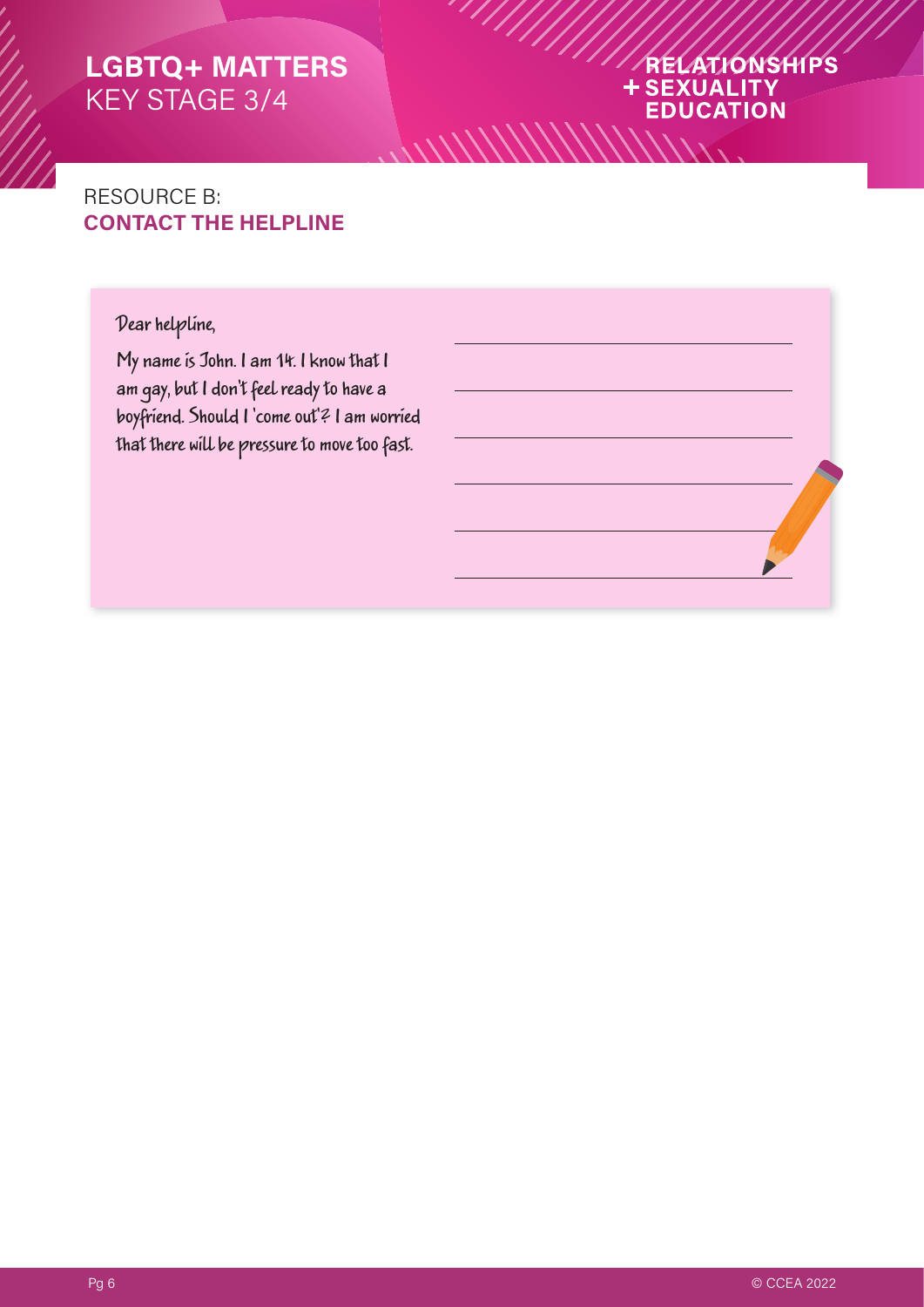# LGBTQ+ MATTERS
KEY STAGE 3/4

RELATIONSHIPS
+ SEXUALITY
EDUCATION

## RESOURCE B:
## **CONTACT THE HELPLINE**

Dear helpline,

My name is John. I am 14. I know that I am gay, but I don't feel ready to have a boyfriend. Should I 'come out'? I am worried that there will be pressure to move too fast.

\_\_\_\_\_\_\_\_\_\_\_\_\_\_\_\_\_\_\_\_\_\_\_\_\_\_\_\_\_\_

\_\_\_\_\_\_\_\_\_\_\_\_\_\_\_\_\_\_\_\_\_\_\_\_\_\_\_\_\_\_

\_\_\_\_\_\_\_\_\_\_\_\_\_\_\_\_\_\_\_\_\_\_\_\_\_\_\_\_\_\_

\_\_\_\_\_\_\_\_\_\_\_\_\_\_\_\_\_\_\_\_\_\_\_\_\_\_\_\_\_\_

\_\_\_\_\_\_\_\_\_\_\_\_\_\_\_\_\_\_\_\_\_\_\_\_\_\_\_\_\_\_

\_\_\_\_\_\_\_\_\_\_\_\_\_\_\_\_\_\_\_\_\_\_\_\_\_\_\_\_\_\_

© CCEA 2022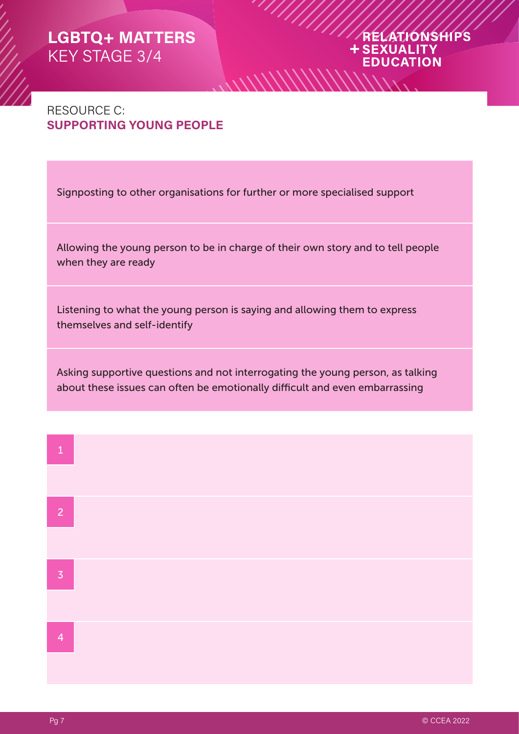# RESOURCE C: SUPPORTING YOUNG PEOPLE

Signposting to other organisations for further or more specialised support

Allowing the young person to be in charge of their own story and to tell people when they are ready

Listening to what the young person is saying and allowing them to express themselves and self-identify

Asking supportive questions and not interrogating the young person, as talking about these issues can often be emotionally difficult and even embarrassing

| | |
|---|---|
| 1 | |
| 2 | |
| 3 | |
| 4 | |